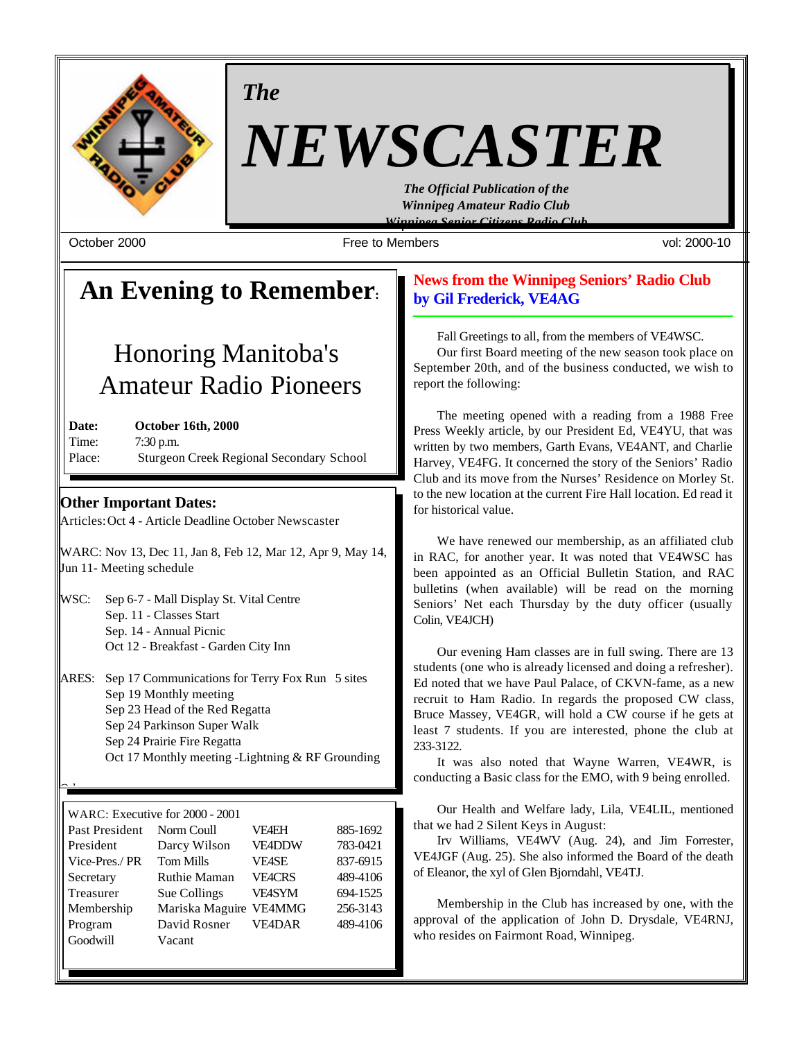*The*

# NEWSCASTER

***The Official Publication of the Winnipeg Amateur Radio Club***
***Winnipeg Senior Citizens Radio Club***

October 2000 | Free to Members | vol: 2000-10

## An Evening to Remember:

## Honoring Manitoba's Amateur Radio Pioneers

**Date:** **October 16th, 2000**
Time: 7:30 p.m.
Place: Sturgeon Creek Regional Secondary School

### Other Important Dates:

Articles: Oct 4 - Article Deadline October Newscaster

WARC: Nov 13, Dec 11, Jan 8, Feb 12, Mar 12, Apr 9, May 14, Jun 11- Meeting schedule

WSC:
- Sep 6-7 - Mall Display St. Vital Centre
- Sep. 11 - Classes Start
- Sep. 14 - Annual Picnic
- Oct 12 - Breakfast - Garden City Inn

ARES:
- Sep 17 Communications for Terry Fox Run 5 sites
- Sep 19 Monthly meeting
- Sep 23 Head of the Red Regatta
- Sep 24 Parkinson Super Walk
- Sep 24 Prairie Fire Regatta
- Oct 17 Monthly meeting -Lightning & RF Grounding

WARC: Executive for 2000 - 2001

| Position | Name | Call | Phone |
|---|---|---|---|
| Past President | Norm Coull | VE4EH | 885-1692 |
| President | Darcy Wilson | VE4DDW | 783-0421 |
| Vice-Pres./ PR | Tom Mills | VE4SE | 837-6915 |
| Secretary | Ruthie Maman | VE4CRS | 489-4106 |
| Treasurer | Sue Collings | VE4SYM | 694-1525 |
| Membership | Mariska Maguire | VE4MMG | 256-3143 |
| Program | David Rosner | VE4DAR | 489-4106 |
| Goodwill | Vacant | | |

## News from the Winnipeg Seniors' Radio Club by Gil Frederick, VE4AG

Fall Greetings to all, from the members of VE4WSC.

Our first Board meeting of the new season took place on September 20th, and of the business conducted, we wish to report the following:

The meeting opened with a reading from a 1988 Free Press Weekly article, by our President Ed, VE4YU, that was written by two members, Garth Evans, VE4ANT, and Charlie Harvey, VE4FG. It concerned the story of the Seniors' Radio Club and its move from the Nurses' Residence on Morley St. to the new location at the current Fire Hall location. Ed read it for historical value.

We have renewed our membership, as an affiliated club in RAC, for another year. It was noted that VE4WSC has been appointed as an Official Bulletin Station, and RAC bulletins (when available) will be read on the morning Seniors' Net each Thursday by the duty officer (usually Colin, VE4JCH)

Our evening Ham classes are in full swing. There are 13 students (one who is already licensed and doing a refresher). Ed noted that we have Paul Palace, of CKVN-fame, as a new recruit to Ham Radio. In regards the proposed CW class, Bruce Massey, VE4GR, will hold a CW course if he gets at least 7 students. If you are interested, phone the club at 233-3122.

It was also noted that Wayne Warren, VE4WR, is conducting a Basic class for the EMO, with 9 being enrolled.

Our Health and Welfare lady, Lila, VE4LIL, mentioned that we had 2 Silent Keys in August:

Irv Williams, VE4WV (Aug. 24), and Jim Forrester, VE4JGF (Aug. 25). She also informed the Board of the death of Eleanor, the xyl of Glen Bjorndahl, VE4TJ.

Membership in the Club has increased by one, with the approval of the application of John D. Drysdale, VE4RNJ, who resides on Fairmont Road, Winnipeg.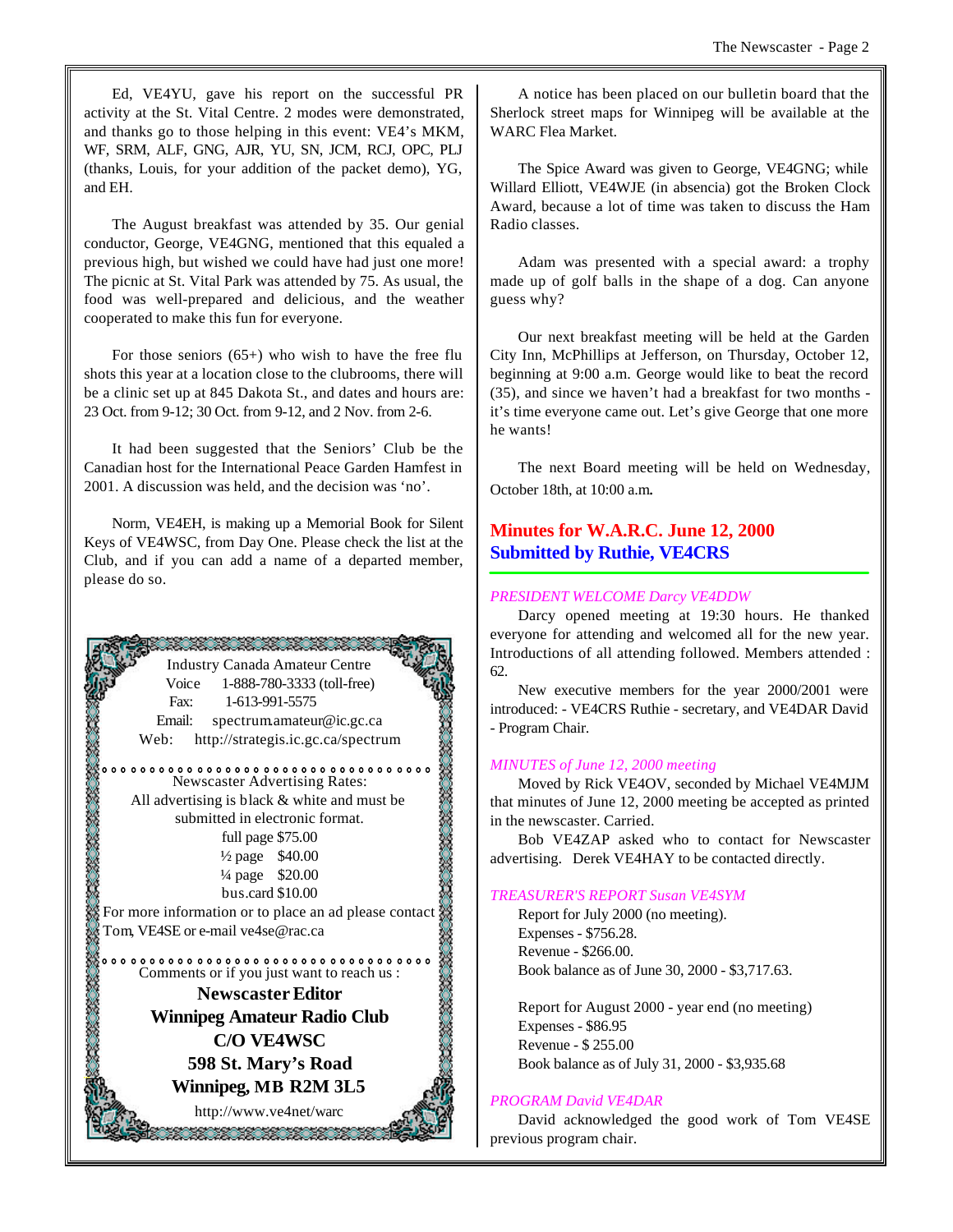Ed, VE4YU, gave his report on the successful PR activity at the St. Vital Centre. 2 modes were demonstrated, and thanks go to those helping in this event: VE4's MKM, WF, SRM, ALF, GNG, AJR, YU, SN, JCM, RCJ, OPC, PLJ (thanks, Louis, for your addition of the packet demo), YG, and EH.

The August breakfast was attended by 35. Our genial conductor, George, VE4GNG, mentioned that this equaled a previous high, but wished we could have had just one more! The picnic at St. Vital Park was attended by 75. As usual, the food was well-prepared and delicious, and the weather cooperated to make this fun for everyone.

For those seniors (65+) who wish to have the free flu shots this year at a location close to the clubrooms, there will be a clinic set up at 845 Dakota St., and dates and hours are: 23 Oct. from 9-12; 30 Oct. from 9-12, and 2 Nov. from 2-6.

It had been suggested that the Seniors' Club be the Canadian host for the International Peace Garden Hamfest in 2001. A discussion was held, and the decision was 'no'.

Norm, VE4EH, is making up a Memorial Book for Silent Keys of VE4WSC, from Day One. Please check the list at the Club, and if you can add a name of a departed member, please do so.

Industry Canada Amateur Centre
Voice 1-888-780-3333 (toll-free)
Fax: 1-613-991-5575
Email: spectrum.amateur@ic.gc.ca
Web: http://strategis.ic.gc.ca/spectrum

Newscaster Advertising Rates:
All advertising is black & white and must be submitted in electronic format.
full page $75.00
½ page $40.00
¼ page $20.00
bus.card $10.00
For more information or to place an ad please contact Tom, VE4SE or e-mail ve4se@rac.ca

Comments or if you just want to reach us :

**Newscaster Editor**
**Winnipeg Amateur Radio Club**
**C/O VE4WSC**
**598 St. Mary's Road**
**Winnipeg, MB R2M 3L5**
http://www.ve4net/warc

A notice has been placed on our bulletin board that the Sherlock street maps for Winnipeg will be available at the WARC Flea Market.

The Spice Award was given to George, VE4GNG; while Willard Elliott, VE4WJE (in absencia) got the Broken Clock Award, because a lot of time was taken to discuss the Ham Radio classes.

Adam was presented with a special award: a trophy made up of golf balls in the shape of a dog. Can anyone guess why?

Our next breakfast meeting will be held at the Garden City Inn, McPhillips at Jefferson, on Thursday, October 12, beginning at 9:00 a.m. George would like to beat the record (35), and since we haven't had a breakfast for two months - it's time everyone came out. Let's give George that one more he wants!

The next Board meeting will be held on Wednesday, October 18th, at 10:00 a.m.

## Minutes for W.A.R.C. June 12, 2000
## Submitted by Ruthie, VE4CRS

*PRESIDENT WELCOME Darcy VE4DDW*

Darcy opened meeting at 19:30 hours. He thanked everyone for attending and welcomed all for the new year. Introductions of all attending followed. Members attended : 62.

New executive members for the year 2000/2001 were introduced: - VE4CRS Ruthie - secretary, and VE4DAR David - Program Chair.

*MINUTES of June 12, 2000 meeting*

Moved by Rick VE4OV, seconded by Michael VE4MJM that minutes of June 12, 2000 meeting be accepted as printed in the newscaster. Carried.

Bob VE4ZAP asked who to contact for Newscaster advertising. Derek VE4HAY to be contacted directly.

*TREASURER'S REPORT Susan VE4SYM*

Report for July 2000 (no meeting).
Expenses - $756.28.
Revenue - $266.00.
Book balance as of June 30, 2000 - $3,717.63.

Report for August 2000 - year end (no meeting)
Expenses - $86.95
Revenue - $ 255.00
Book balance as of July 31, 2000 - $3,935.68

*PROGRAM David VE4DAR*

David acknowledged the good work of Tom VE4SE previous program chair.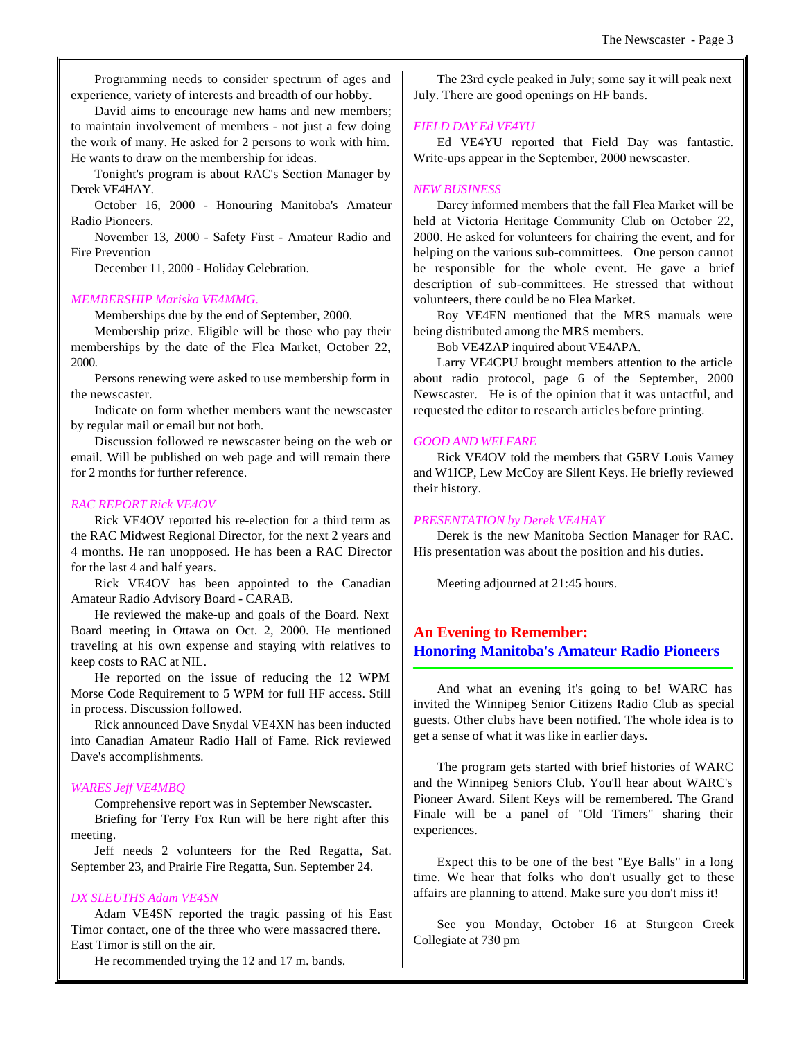Programming needs to consider spectrum of ages and experience, variety of interests and breadth of our hobby.

David aims to encourage new hams and new members; to maintain involvement of members - not just a few doing the work of many. He asked for 2 persons to work with him. He wants to draw on the membership for ideas.

Tonight's program is about RAC's Section Manager by Derek VE4HAY.

October 16, 2000 - Honouring Manitoba's Amateur Radio Pioneers.

November 13, 2000 - Safety First - Amateur Radio and Fire Prevention

December 11, 2000 - Holiday Celebration.

*MEMBERSHIP Mariska VE4MMG.*

Memberships due by the end of September, 2000.

Membership prize. Eligible will be those who pay their memberships by the date of the Flea Market, October 22, 2000.

Persons renewing were asked to use membership form in the newscaster.

Indicate on form whether members want the newscaster by regular mail or email but not both.

Discussion followed re newscaster being on the web or email. Will be published on web page and will remain there for 2 months for further reference.

*RAC REPORT Rick VE4OV*

Rick VE4OV reported his re-election for a third term as the RAC Midwest Regional Director, for the next 2 years and 4 months. He ran unopposed. He has been a RAC Director for the last 4 and half years.

Rick VE4OV has been appointed to the Canadian Amateur Radio Advisory Board - CARAB.

He reviewed the make-up and goals of the Board. Next Board meeting in Ottawa on Oct. 2, 2000. He mentioned traveling at his own expense and staying with relatives to keep costs to RAC at NIL.

He reported on the issue of reducing the 12 WPM Morse Code Requirement to 5 WPM for full HF access. Still in process. Discussion followed.

Rick announced Dave Snydal VE4XN has been inducted into Canadian Amateur Radio Hall of Fame. Rick reviewed Dave's accomplishments.

*WARES Jeff VE4MBQ*

Comprehensive report was in September Newscaster.

Briefing for Terry Fox Run will be here right after this meeting.

Jeff needs 2 volunteers for the Red Regatta, Sat. September 23, and Prairie Fire Regatta, Sun. September 24.

*DX SLEUTHS Adam VE4SN*

Adam VE4SN reported the tragic passing of his East Timor contact, one of the three who were massacred there. East Timor is still on the air.

He recommended trying the 12 and 17 m. bands.

The 23rd cycle peaked in July; some say it will peak next July. There are good openings on HF bands.

*FIELD DAY Ed VE4YU*

Ed VE4YU reported that Field Day was fantastic. Write-ups appear in the September, 2000 newscaster.

*NEW BUSINESS*

Darcy informed members that the fall Flea Market will be held at Victoria Heritage Community Club on October 22, 2000. He asked for volunteers for chairing the event, and for helping on the various sub-committees. One person cannot be responsible for the whole event. He gave a brief description of sub-committees. He stressed that without volunteers, there could be no Flea Market.

Roy VE4EN mentioned that the MRS manuals were being distributed among the MRS members.

Bob VE4ZAP inquired about VE4APA.

Larry VE4CPU brought members attention to the article about radio protocol, page 6 of the September, 2000 Newscaster. He is of the opinion that it was untactful, and requested the editor to research articles before printing.

*GOOD AND WELFARE*

Rick VE4OV told the members that G5RV Louis Varney and W1ICP, Lew McCoy are Silent Keys. He briefly reviewed their history.

*PRESENTATION by Derek VE4HAY*

Derek is the new Manitoba Section Manager for RAC. His presentation was about the position and his duties.

Meeting adjourned at 21:45 hours.

## An Evening to Remember: Honoring Manitoba's Amateur Radio Pioneers

And what an evening it's going to be! WARC has invited the Winnipeg Senior Citizens Radio Club as special guests. Other clubs have been notified. The whole idea is to get a sense of what it was like in earlier days.

The program gets started with brief histories of WARC and the Winnipeg Seniors Club. You'll hear about WARC's Pioneer Award. Silent Keys will be remembered. The Grand Finale will be a panel of "Old Timers" sharing their experiences.

Expect this to be one of the best "Eye Balls" in a long time. We hear that folks who don't usually get to these affairs are planning to attend. Make sure you don't miss it!

See you Monday, October 16 at Sturgeon Creek Collegiate at 730 pm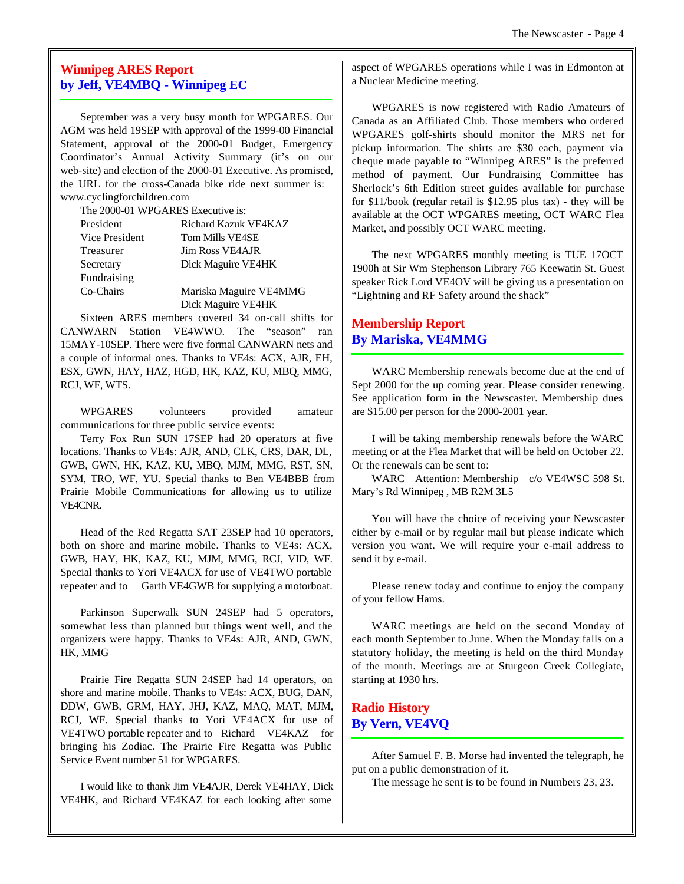## Winnipeg ARES Report
## by Jeff, VE4MBQ - Winnipeg EC

September was a very busy month for WPGARES. Our AGM was held 19SEP with approval of the 1999-00 Financial Statement, approval of the 2000-01 Budget, Emergency Coordinator's Annual Activity Summary (it's on our web-site) and election of the 2000-01 Executive. As promised, the URL for the cross-Canada bike ride next summer is: www.cyclingforchildren.com

The 2000-01 WPGARES Executive is:

| | |
|---|---|
| President | Richard Kazuk VE4KAZ |
| Vice President | Tom Mills VE4SE |
| Treasurer | Jim Ross VE4AJR |
| Secretary | Dick Maguire VE4HK |
| Fundraising | |
| Co-Chairs | Mariska Maguire VE4MMG |
| | Dick Maguire VE4HK |

Sixteen ARES members covered 34 on-call shifts for CANWARN Station VE4WWO. The "season" ran 15MAY-10SEP. There were five formal CANWARN nets and a couple of informal ones. Thanks to VE4s: ACX, AJR, EH, ESX, GWN, HAY, HAZ, HGD, HK, KAZ, KU, MBQ, MMG, RCJ, WF, WTS.

WPGARES volunteers provided amateur communications for three public service events:

Terry Fox Run SUN 17SEP had 20 operators at five locations. Thanks to VE4s: AJR, AND, CLK, CRS, DAR, DL, GWB, GWN, HK, KAZ, KU, MBQ, MJM, MMG, RST, SN, SYM, TRO, WF, YU. Special thanks to Ben VE4BBB from Prairie Mobile Communications for allowing us to utilize VE4CNR.

Head of the Red Regatta SAT 23SEP had 10 operators, both on shore and marine mobile. Thanks to VE4s: ACX, GWB, HAY, HK, KAZ, KU, MJM, MMG, RCJ, VID, WF. Special thanks to Yori VE4ACX for use of VE4TWO portable repeater and to Garth VE4GWB for supplying a motorboat.

Parkinson Superwalk SUN 24SEP had 5 operators, somewhat less than planned but things went well, and the organizers were happy. Thanks to VE4s: AJR, AND, GWN, HK, MMG

Prairie Fire Regatta SUN 24SEP had 14 operators, on shore and marine mobile. Thanks to VE4s: ACX, BUG, DAN, DDW, GWB, GRM, HAY, JHJ, KAZ, MAQ, MAT, MJM, RCJ, WF. Special thanks to Yori VE4ACX for use of VE4TWO portable repeater and to Richard VE4KAZ for bringing his Zodiac. The Prairie Fire Regatta was Public Service Event number 51 for WPGARES.

I would like to thank Jim VE4AJR, Derek VE4HAY, Dick VE4HK, and Richard VE4KAZ for each looking after some aspect of WPGARES operations while I was in Edmonton at a Nuclear Medicine meeting.

WPGARES is now registered with Radio Amateurs of Canada as an Affiliated Club. Those members who ordered WPGARES golf-shirts should monitor the MRS net for pickup information. The shirts are $30 each, payment via cheque made payable to "Winnipeg ARES" is the preferred method of payment. Our Fundraising Committee has Sherlock's 6th Edition street guides available for purchase for $11/book (regular retail is $12.95 plus tax) - they will be available at the OCT WPGARES meeting, OCT WARC Flea Market, and possibly OCT WARC meeting.

The next WPGARES monthly meeting is TUE 17OCT 1900h at Sir Wm Stephenson Library 765 Keewatin St. Guest speaker Rick Lord VE4OV will be giving us a presentation on "Lightning and RF Safety around the shack"

## Membership Report
## By Mariska, VE4MMG

WARC Membership renewals become due at the end of Sept 2000 for the up coming year. Please consider renewing. See application form in the Newscaster. Membership dues are $15.00 per person for the 2000-2001 year.

I will be taking membership renewals before the WARC meeting or at the Flea Market that will be held on October 22. Or the renewals can be sent to:

WARC Attention: Membership c/o VE4WSC 598 St. Mary's Rd Winnipeg , MB R2M 3L5

You will have the choice of receiving your Newscaster either by e-mail or by regular mail but please indicate which version you want. We will require your e-mail address to send it by e-mail.

Please renew today and continue to enjoy the company of your fellow Hams.

WARC meetings are held on the second Monday of each month September to June. When the Monday falls on a statutory holiday, the meeting is held on the third Monday of the month. Meetings are at Sturgeon Creek Collegiate, starting at 1930 hrs.

## Radio History
## By Vern, VE4VQ

After Samuel F. B. Morse had invented the telegraph, he put on a public demonstration of it.

The message he sent is to be found in Numbers 23, 23.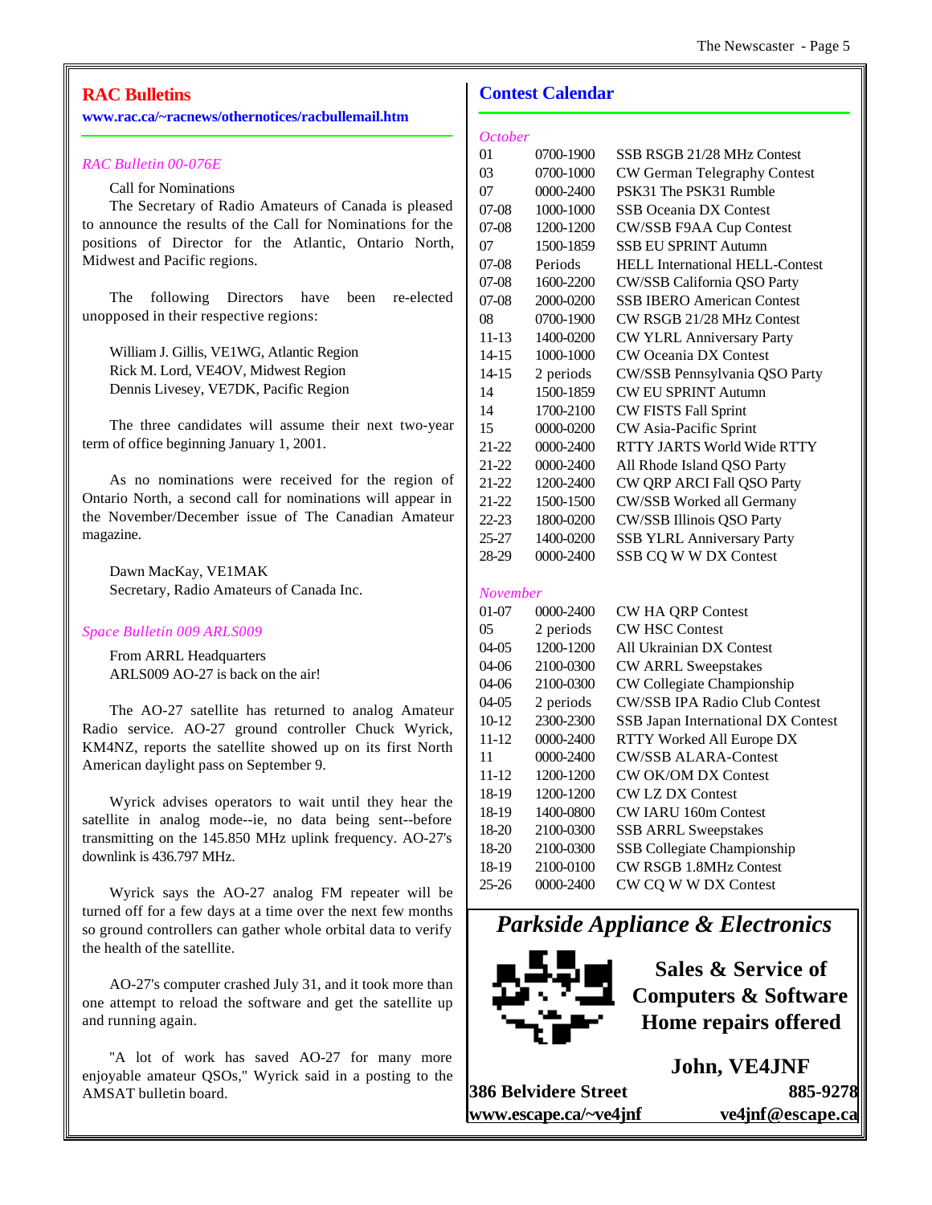## RAC Bulletins

**www.rac.ca/~racnews/othernotices/racbullemail.htm**

*RAC Bulletin 00-076E*

Call for Nominations

The Secretary of Radio Amateurs of Canada is pleased to announce the results of the Call for Nominations for the positions of Director for the Atlantic, Ontario North, Midwest and Pacific regions.

The following Directors have been re-elected unopposed in their respective regions:

William J. Gillis, VE1WG, Atlantic Region
Rick M. Lord, VE4OV, Midwest Region
Dennis Livesey, VE7DK, Pacific Region

The three candidates will assume their next two-year term of office beginning January 1, 2001.

As no nominations were received for the region of Ontario North, a second call for nominations will appear in the November/December issue of The Canadian Amateur magazine.

Dawn MacKay, VE1MAK
Secretary, Radio Amateurs of Canada Inc.

*Space Bulletin 009 ARLS009*

From ARRL Headquarters
ARLS009 AO-27 is back on the air!

The AO-27 satellite has returned to analog Amateur Radio service. AO-27 ground controller Chuck Wyrick, KM4NZ, reports the satellite showed up on its first North American daylight pass on September 9.

Wyrick advises operators to wait until they hear the satellite in analog mode--ie, no data being sent--before transmitting on the 145.850 MHz uplink frequency. AO-27's downlink is 436.797 MHz.

Wyrick says the AO-27 analog FM repeater will be turned off for a few days at a time over the next few months so ground controllers can gather whole orbital data to verify the health of the satellite.

AO-27's computer crashed July 31, and it took more than one attempt to reload the software and get the satellite up and running again.

"A lot of work has saved AO-27 for many more enjoyable amateur QSOs," Wyrick said in a posting to the AMSAT bulletin board.

## Contest Calendar

*October*

| Date | Time | Contest |
|---|---|---|
| 01 | 0700-1900 | SSB RSGB 21/28 MHz Contest |
| 03 | 0700-1000 | CW German Telegraphy Contest |
| 07 | 0000-2400 | PSK31 The PSK31 Rumble |
| 07-08 | 1000-1000 | SSB Oceania DX Contest |
| 07-08 | 1200-1200 | CW/SSB F9AA Cup Contest |
| 07 | 1500-1859 | SSB EU SPRINT Autumn |
| 07-08 | Periods | HELL International HELL-Contest |
| 07-08 | 1600-2200 | CW/SSB California QSO Party |
| 07-08 | 2000-0200 | SSB IBERO American Contest |
| 08 | 0700-1900 | CW RSGB 21/28 MHz Contest |
| 11-13 | 1400-0200 | CW YLRL Anniversary Party |
| 14-15 | 1000-1000 | CW Oceania DX Contest |
| 14-15 | 2 periods | CW/SSB Pennsylvania QSO Party |
| 14 | 1500-1859 | CW EU SPRINT Autumn |
| 14 | 1700-2100 | CW FISTS Fall Sprint |
| 15 | 0000-0200 | CW Asia-Pacific Sprint |
| 21-22 | 0000-2400 | RTTY JARTS World Wide RTTY |
| 21-22 | 0000-2400 | All Rhode Island QSO Party |
| 21-22 | 1200-2400 | CW QRP ARCI Fall QSO Party |
| 21-22 | 1500-1500 | CW/SSB Worked all Germany |
| 22-23 | 1800-0200 | CW/SSB Illinois QSO Party |
| 25-27 | 1400-0200 | SSB YLRL Anniversary Party |
| 28-29 | 0000-2400 | SSB CQ W W DX Contest |

*November*

| Date | Time | Contest |
|---|---|---|
| 01-07 | 0000-2400 | CW HA QRP Contest |
| 05 | 2 periods | CW HSC Contest |
| 04-05 | 1200-1200 | All Ukrainian DX Contest |
| 04-06 | 2100-0300 | CW ARRL Sweepstakes |
| 04-06 | 2100-0300 | CW Collegiate Championship |
| 04-05 | 2 periods | CW/SSB IPA Radio Club Contest |
| 10-12 | 2300-2300 | SSB Japan International DX Contest |
| 11-12 | 0000-2400 | RTTY Worked All Europe DX |
| 11 | 0000-2400 | CW/SSB ALARA-Contest |
| 11-12 | 1200-1200 | CW OK/OM DX Contest |
| 18-19 | 1200-1200 | CW LZ DX Contest |
| 18-19 | 1400-0800 | CW IARU 160m Contest |
| 18-20 | 2100-0300 | SSB ARRL Sweepstakes |
| 18-20 | 2100-0300 | SSB Collegiate Championship |
| 18-19 | 2100-0100 | CW RSGB 1.8MHz Contest |
| 25-26 | 0000-2400 | CW CQ W W DX Contest |

***Parkside Appliance & Electronics***

**Sales & Service of Computers & Software Home repairs offered**

**John, VE4JNF**

**386 Belvidere Street** **885-9278**
**www.escape.ca/~ve4jnf** **ve4jnf@escape.ca**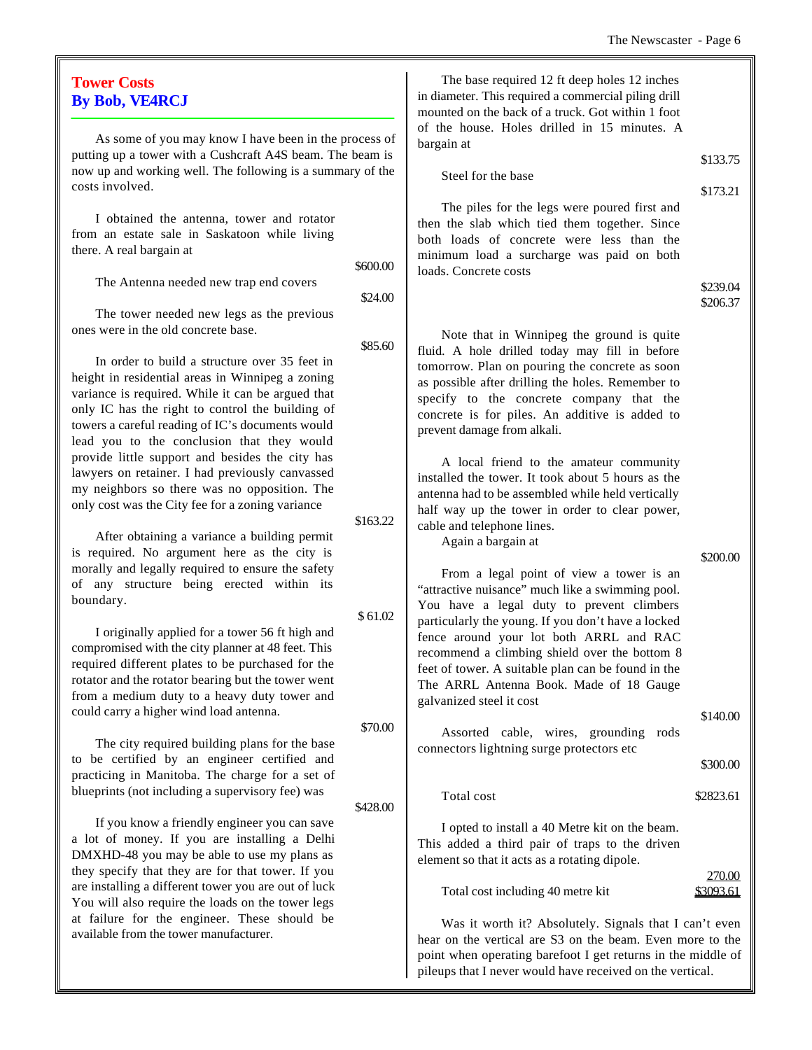## Tower Costs
## By Bob, VE4RCJ

As some of you may know I have been in the process of putting up a tower with a Cushcraft A4S beam. The beam is now up and working well. The following is a summary of the costs involved.

I obtained the antenna, tower and rotator from an estate sale in Saskatoon while living there. A real bargain at $600.00

The Antenna needed new trap end covers $24.00

The tower needed new legs as the previous ones were in the old concrete base. $85.60

In order to build a structure over 35 feet in height in residential areas in Winnipeg a zoning variance is required. While it can be argued that only IC has the right to control the building of towers a careful reading of IC's documents would lead you to the conclusion that they would provide little support and besides the city has lawyers on retainer. I had previously canvassed my neighbors so there was no opposition. The only cost was the City fee for a zoning variance $163.22

After obtaining a variance a building permit is required. No argument here as the city is morally and legally required to ensure the safety of any structure being erected within its boundary. $ 61.02

I originally applied for a tower 56 ft high and compromised with the city planner at 48 feet. This required different plates to be purchased for the rotator and the rotator bearing but the tower went from a medium duty to a heavy duty tower and could carry a higher wind load antenna. $70.00

The city required building plans for the base to be certified by an engineer certified and practicing in Manitoba. The charge for a set of blueprints (not including a supervisory fee) was $428.00

If you know a friendly engineer you can save a lot of money. If you are installing a Delhi DMXHD-48 you may be able to use my plans as they specify that they are for that tower. If you are installing a different tower you are out of luck You will also require the loads on the tower legs at failure for the engineer. These should be available from the tower manufacturer.

The base required 12 ft deep holes 12 inches in diameter. This required a commercial piling drill mounted on the back of a truck. Got within 1 foot of the house. Holes drilled in 15 minutes. A bargain at $133.75

Steel for the base $173.21

The piles for the legs were poured first and then the slab which tied them together. Since both loads of concrete were less than the minimum load a surcharge was paid on both loads. Concrete costs $239.04 $206.37

Note that in Winnipeg the ground is quite fluid. A hole drilled today may fill in before tomorrow. Plan on pouring the concrete as soon as possible after drilling the holes. Remember to specify to the concrete company that the concrete is for piles. An additive is added to prevent damage from alkali.

A local friend to the amateur community installed the tower. It took about 5 hours as the antenna had to be assembled while held vertically half way up the tower in order to clear power, cable and telephone lines.
Again a bargain at $200.00

From a legal point of view a tower is an "attractive nuisance" much like a swimming pool. You have a legal duty to prevent climbers particularly the young. If you don't have a locked fence around your lot both ARRL and RAC recommend a climbing shield over the bottom 8 feet of tower. A suitable plan can be found in the The ARRL Antenna Book. Made of 18 Gauge galvanized steel it cost $140.00

Assorted cable, wires, grounding rods connectors lightning surge protectors etc $300.00

Total cost $2823.61

I opted to install a 40 Metre kit on the beam. This added a third pair of traps to the driven element so that it acts as a rotating dipole. 270.00

Total cost including 40 metre kit $3093.61

Was it worth it? Absolutely. Signals that I can't even hear on the vertical are S3 on the beam. Even more to the point when operating barefoot I get returns in the middle of pileups that I never would have received on the vertical.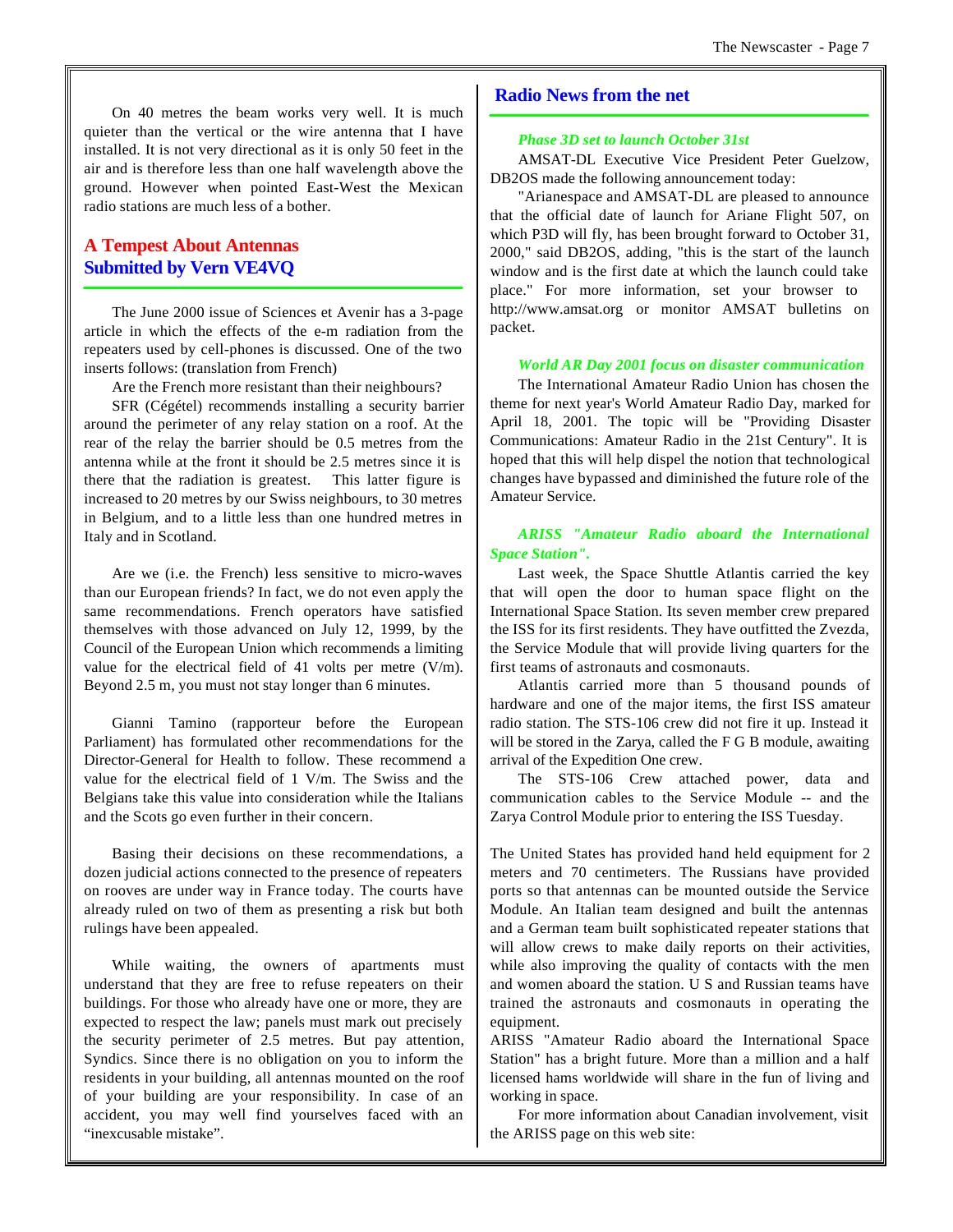On 40 metres the beam works very well. It is much quieter than the vertical or the wire antenna that I have installed. It is not very directional as it is only 50 feet in the air and is therefore less than one half wavelength above the ground. However when pointed East-West the Mexican radio stations are much less of a bother.

## A Tempest About Antennas
## Submitted by Vern VE4VQ

The June 2000 issue of Sciences et Avenir has a 3-page article in which the effects of the e-m radiation from the repeaters used by cell-phones is discussed. One of the two inserts follows: (translation from French)

Are the French more resistant than their neighbours?

SFR (Cégétel) recommends installing a security barrier around the perimeter of any relay station on a roof. At the rear of the relay the barrier should be 0.5 metres from the antenna while at the front it should be 2.5 metres since it is there that the radiation is greatest. This latter figure is increased to 20 metres by our Swiss neighbours, to 30 metres in Belgium, and to a little less than one hundred metres in Italy and in Scotland.

Are we (i.e. the French) less sensitive to micro-waves than our European friends? In fact, we do not even apply the same recommendations. French operators have satisfied themselves with those advanced on July 12, 1999, by the Council of the European Union which recommends a limiting value for the electrical field of 41 volts per metre (V/m). Beyond 2.5 m, you must not stay longer than 6 minutes.

Gianni Tamino (rapporteur before the European Parliament) has formulated other recommendations for the Director-General for Health to follow. These recommend a value for the electrical field of 1 V/m. The Swiss and the Belgians take this value into consideration while the Italians and the Scots go even further in their concern.

Basing their decisions on these recommendations, a dozen judicial actions connected to the presence of repeaters on rooves are under way in France today. The courts have already ruled on two of them as presenting a risk but both rulings have been appealed.

While waiting, the owners of apartments must understand that they are free to refuse repeaters on their buildings. For those who already have one or more, they are expected to respect the law; panels must mark out precisely the security perimeter of 2.5 metres. But pay attention, Syndics. Since there is no obligation on you to inform the residents in your building, all antennas mounted on the roof of your building are your responsibility. In case of an accident, you may well find yourselves faced with an "inexcusable mistake".

## Radio News from the net

### *Phase 3D set to launch October 31st*

AMSAT-DL Executive Vice President Peter Guelzow, DB2OS made the following announcement today:

"Arianespace and AMSAT-DL are pleased to announce that the official date of launch for Ariane Flight 507, on which P3D will fly, has been brought forward to October 31, 2000," said DB2OS, adding, "this is the start of the launch window and is the first date at which the launch could take place." For more information, set your browser to http://www.amsat.org or monitor AMSAT bulletins on packet.

### *World AR Day 2001 focus on disaster communication*

The International Amateur Radio Union has chosen the theme for next year's World Amateur Radio Day, marked for April 18, 2001. The topic will be "Providing Disaster Communications: Amateur Radio in the 21st Century". It is hoped that this will help dispel the notion that technological changes have bypassed and diminished the future role of the Amateur Service.

### *ARISS "Amateur Radio aboard the International Space Station".*

Last week, the Space Shuttle Atlantis carried the key that will open the door to human space flight on the International Space Station. Its seven member crew prepared the ISS for its first residents. They have outfitted the Zvezda, the Service Module that will provide living quarters for the first teams of astronauts and cosmonauts.

Atlantis carried more than 5 thousand pounds of hardware and one of the major items, the first ISS amateur radio station. The STS-106 crew did not fire it up. Instead it will be stored in the Zarya, called the F G B module, awaiting arrival of the Expedition One crew.

The STS-106 Crew attached power, data and communication cables to the Service Module -- and the Zarya Control Module prior to entering the ISS Tuesday.

The United States has provided hand held equipment for 2 meters and 70 centimeters. The Russians have provided ports so that antennas can be mounted outside the Service Module. An Italian team designed and built the antennas and a German team built sophisticated repeater stations that will allow crews to make daily reports on their activities, while also improving the quality of contacts with the men and women aboard the station. U S and Russian teams have trained the astronauts and cosmonauts in operating the equipment.

ARISS "Amateur Radio aboard the International Space Station" has a bright future. More than a million and a half licensed hams worldwide will share in the fun of living and working in space.

For more information about Canadian involvement, visit the ARISS page on this web site: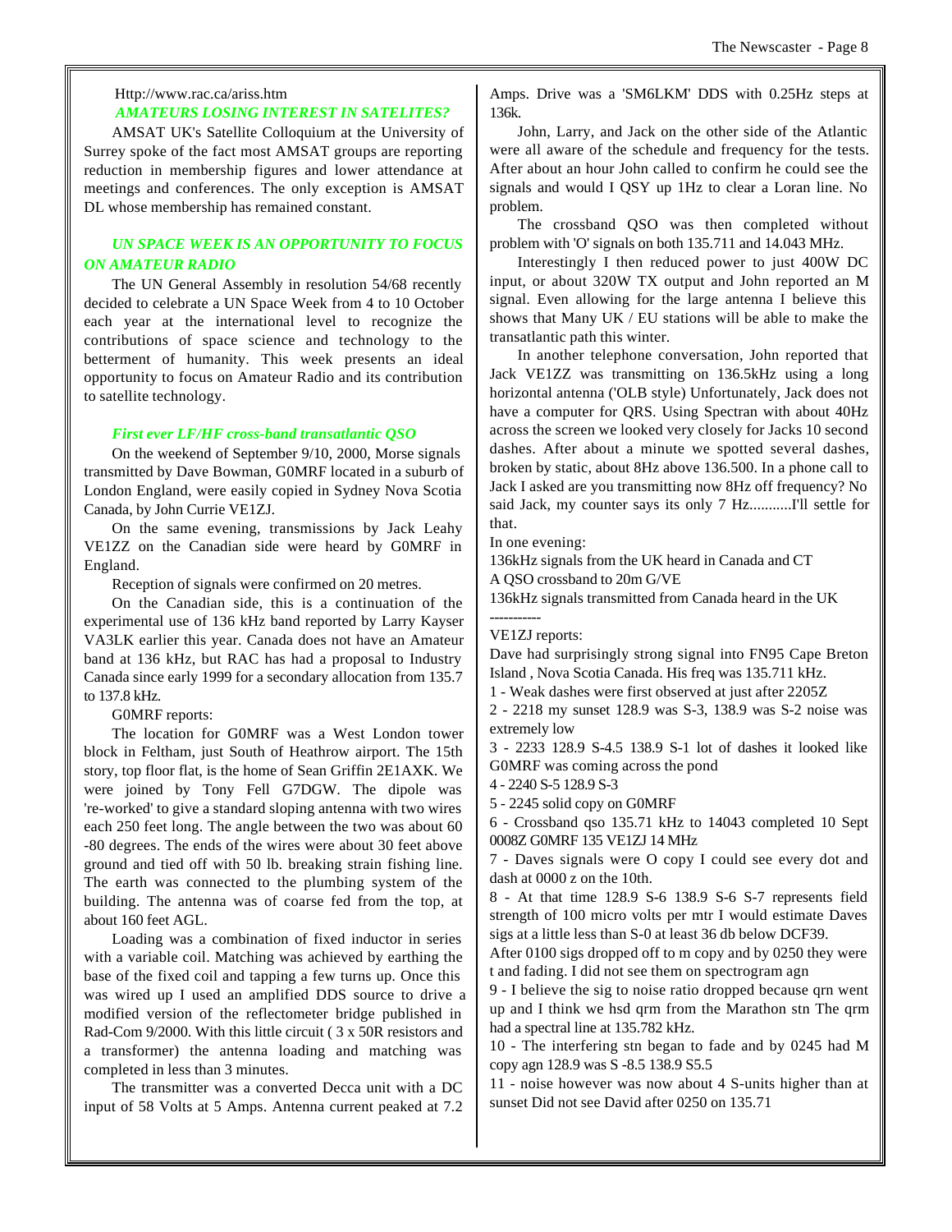Http://www.rac.ca/ariss.htm

### *AMATEURS LOSING INTEREST IN SATELITES?*

AMSAT UK's Satellite Colloquium at the University of Surrey spoke of the fact most AMSAT groups are reporting reduction in membership figures and lower attendance at meetings and conferences. The only exception is AMSAT DL whose membership has remained constant.

### *UN SPACE WEEK IS AN OPPORTUNITY TO FOCUS ON AMATEUR RADIO*

The UN General Assembly in resolution 54/68 recently decided to celebrate a UN Space Week from 4 to 10 October each year at the international level to recognize the contributions of space science and technology to the betterment of humanity. This week presents an ideal opportunity to focus on Amateur Radio and its contribution to satellite technology.

### *First ever LF/HF cross-band transatlantic QSO*

On the weekend of September 9/10, 2000, Morse signals transmitted by Dave Bowman, G0MRF located in a suburb of London England, were easily copied in Sydney Nova Scotia Canada, by John Currie VE1ZJ.

On the same evening, transmissions by Jack Leahy VE1ZZ on the Canadian side were heard by G0MRF in England.

Reception of signals were confirmed on 20 metres.

On the Canadian side, this is a continuation of the experimental use of 136 kHz band reported by Larry Kayser VA3LK earlier this year. Canada does not have an Amateur band at 136 kHz, but RAC has had a proposal to Industry Canada since early 1999 for a secondary allocation from 135.7 to 137.8 kHz.

G0MRF reports:

The location for G0MRF was a West London tower block in Feltham, just South of Heathrow airport. The 15th story, top floor flat, is the home of Sean Griffin 2E1AXK. We were joined by Tony Fell G7DGW. The dipole was 're-worked' to give a standard sloping antenna with two wires each 250 feet long. The angle between the two was about 60 -80 degrees. The ends of the wires were about 30 feet above ground and tied off with 50 lb. breaking strain fishing line. The earth was connected to the plumbing system of the building. The antenna was of coarse fed from the top, at about 160 feet AGL.

Loading was a combination of fixed inductor in series with a variable coil. Matching was achieved by earthing the base of the fixed coil and tapping a few turns up. Once this was wired up I used an amplified DDS source to drive a modified version of the reflectometer bridge published in Rad-Com 9/2000. With this little circuit ( 3 x 50R resistors and a transformer) the antenna loading and matching was completed in less than 3 minutes.

The transmitter was a converted Decca unit with a DC input of 58 Volts at 5 Amps. Antenna current peaked at 7.2 Amps. Drive was a 'SM6LKM' DDS with 0.25Hz steps at 136k.

John, Larry, and Jack on the other side of the Atlantic were all aware of the schedule and frequency for the tests. After about an hour John called to confirm he could see the signals and would I QSY up 1Hz to clear a Loran line. No problem.

The crossband QSO was then completed without problem with 'O' signals on both 135.711 and 14.043 MHz.

Interestingly I then reduced power to just 400W DC input, or about 320W TX output and John reported an M signal. Even allowing for the large antenna I believe this shows that Many UK / EU stations will be able to make the transatlantic path this winter.

In another telephone conversation, John reported that Jack VE1ZZ was transmitting on 136.5kHz using a long horizontal antenna ('OLB style) Unfortunately, Jack does not have a computer for QRS. Using Spectran with about 40Hz across the screen we looked very closely for Jacks 10 second dashes. After about a minute we spotted several dashes, broken by static, about 8Hz above 136.500. In a phone call to Jack I asked are you transmitting now 8Hz off frequency? No said Jack, my counter says its only 7 Hz...........I'll settle for that.

In one evening:

136kHz signals from the UK heard in Canada and CT

A QSO crossband to 20m G/VE

136kHz signals transmitted from Canada heard in the UK

-----------

VE1ZJ reports:

Dave had surprisingly strong signal into FN95 Cape Breton Island , Nova Scotia Canada. His freq was 135.711 kHz.

1 - Weak dashes were first observed at just after 2205Z

2 - 2218 my sunset 128.9 was S-3, 138.9 was S-2 noise was extremely low

3 - 2233 128.9 S-4.5 138.9 S-1 lot of dashes it looked like G0MRF was coming across the pond

4 - 2240 S-5 128.9 S-3

5 - 2245 solid copy on G0MRF

6 - Crossband qso 135.71 kHz to 14043 completed 10 Sept 0008Z G0MRF 135 VE1ZJ 14 MHz

7 - Daves signals were O copy I could see every dot and dash at 0000 z on the 10th.

8 - At that time 128.9 S-6 138.9 S-6 S-7 represents field strength of 100 micro volts per mtr I would estimate Daves sigs at a little less than S-0 at least 36 db below DCF39.

After 0100 sigs dropped off to m copy and by 0250 they were t and fading. I did not see them on spectrogram agn

9 - I believe the sig to noise ratio dropped because qrn went up and I think we hsd qrm from the Marathon stn The qrm had a spectral line at 135.782 kHz.

10 - The interfering stn began to fade and by 0245 had M copy agn 128.9 was S -8.5 138.9 S5.5

11 - noise however was now about 4 S-units higher than at sunset Did not see David after 0250 on 135.71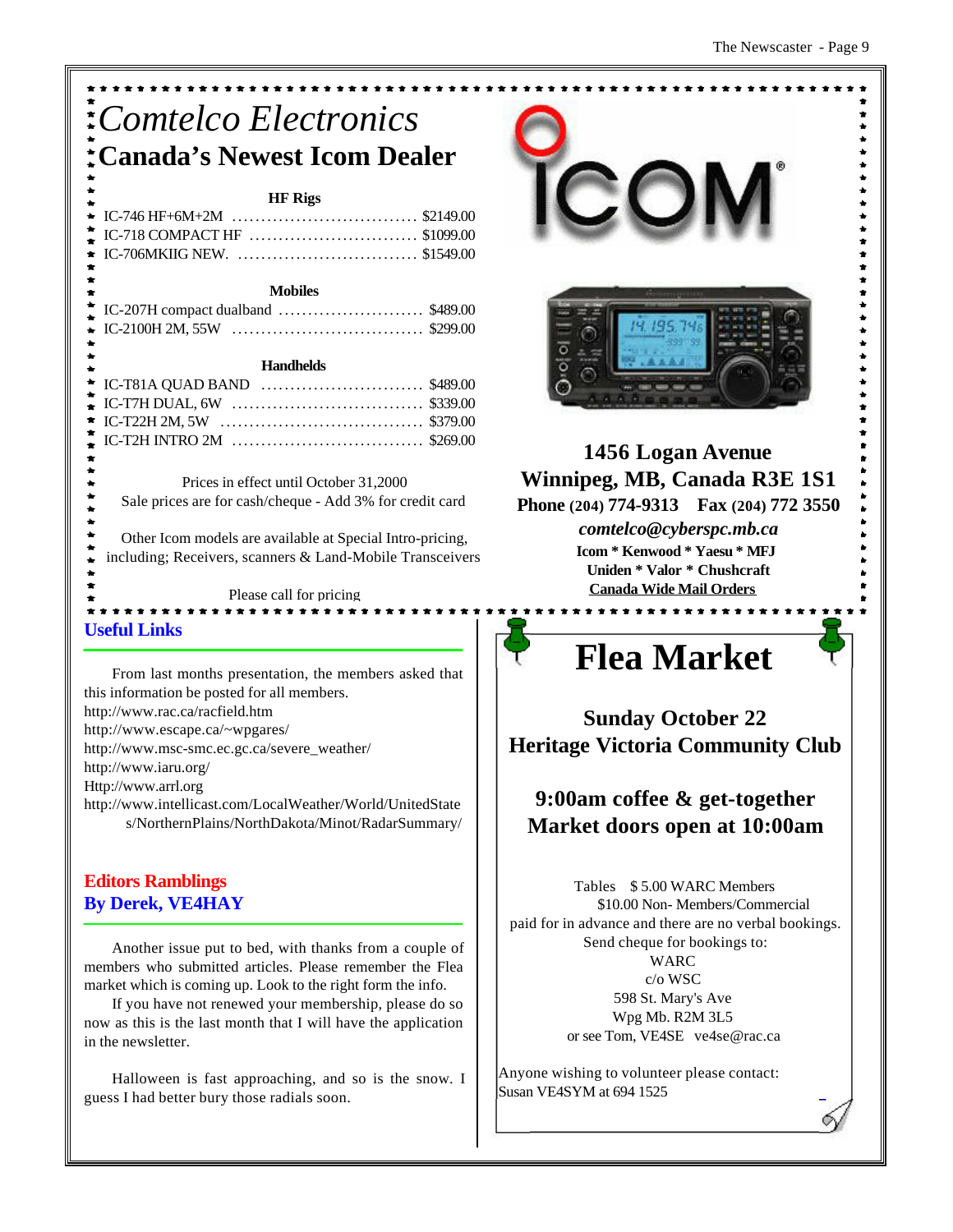# *Comtelco Electronics*

## Canada's Newest Icom Dealer

**HF Rigs**

| | |
|---|---|
| IC-746 HF+6M+2M | $2149.00 |
| IC-718 COMPACT HF | $1099.00 |
| IC-706MKIIG NEW. | $1549.00 |

**Mobiles**

| | |
|---|---|
| IC-207H compact dualband | $489.00 |
| IC-2100H 2M, 55W | $299.00 |

**Handhelds**

| | |
|---|---|
| IC-T81A QUAD BAND | $489.00 |
| IC-T7H DUAL, 6W | $339.00 |
| IC-T22H 2M, 5W | $379.00 |
| IC-T2H INTRO 2M | $269.00 |

Prices in effect until October 31,2000
Sale prices are for cash/cheque - Add 3% for credit card

Other Icom models are available at Special Intro-pricing, including; Receivers, scanners & Land-Mobile Transceivers

Please call for pricing

**1456 Logan Avenue**
**Winnipeg, MB, Canada R3E 1S1**
**Phone (204) 774-9313 Fax (204) 772 3550**
***comtelco@cyberspc.mb.ca***
**Icom * Kenwood * Yaesu * MFJ**
**Uniden * Valor * Chushcraft**
**Canada Wide Mail Orders**

## Useful Links

From last months presentation, the members asked that this information be posted for all members.
http://www.rac.ca/racfield.htm
http://www.escape.ca/~wpgares/
http://www.msc-smc.ec.gc.ca/severe_weather/
http://www.iaru.org/
Http://www.arrl.org
http://www.intellicast.com/LocalWeather/World/UnitedStates/NorthernPlains/NorthDakota/Minot/RadarSummary/

## Editors Ramblings
## By Derek, VE4HAY

Another issue put to bed, with thanks from a couple of members who submitted articles. Please remember the Flea market which is coming up. Look to the right form the info.

If you have not renewed your membership, please do so now as this is the last month that I will have the application in the newsletter.

Halloween is fast approaching, and so is the snow. I guess I had better bury those radials soon.

# Flea Market

**Sunday October 22**
**Heritage Victoria Community Club**

**9:00am coffee & get-together**
**Market doors open at 10:00am**

Tables $ 5.00 WARC Members
$10.00 Non- Members/Commercial
paid for in advance and there are no verbal bookings.
Send cheque for bookings to:
WARC
c/o WSC
598 St. Mary's Ave
Wpg Mb. R2M 3L5
or see Tom, VE4SE ve4se@rac.ca

Anyone wishing to volunteer please contact:
Susan VE4SYM at 694 1525